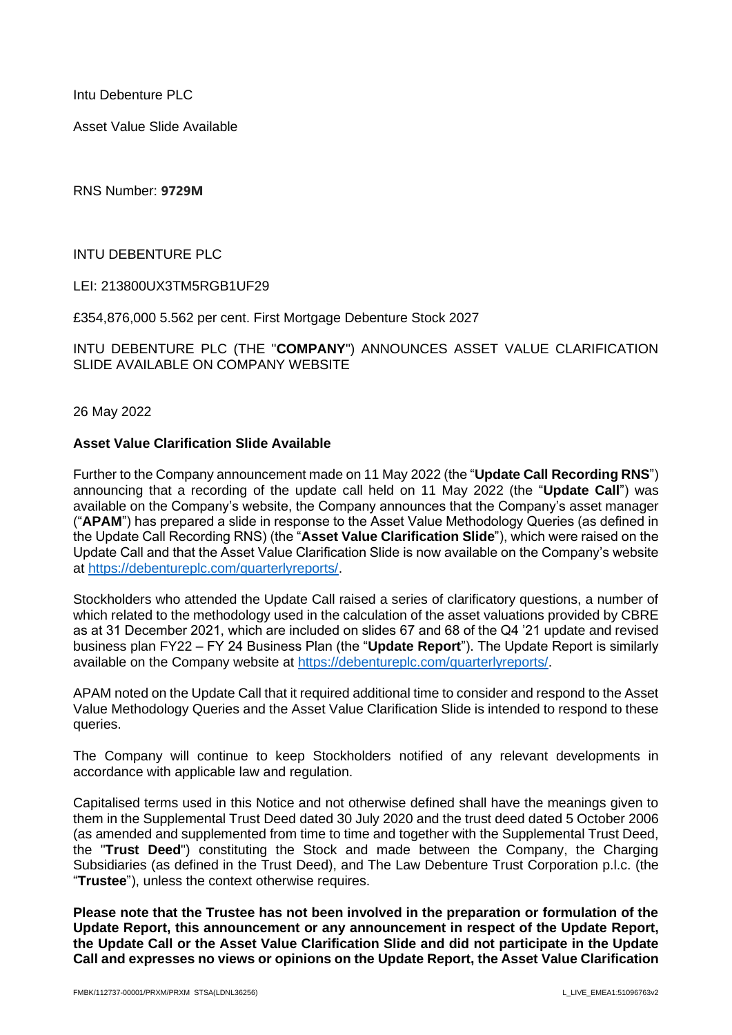Intu Debenture PLC

Asset Value Slide Available

RNS Number: **9729M**

INTU DEBENTURE PLC

LEI: 213800UX3TM5RGB1UF29

£354,876,000 5.562 per cent. First Mortgage Debenture Stock 2027

INTU DEBENTURE PLC (THE "**COMPANY**") ANNOUNCES ASSET VALUE CLARIFICATION SLIDE AVAILABLE ON COMPANY WEBSITE

26 May 2022

**Asset Value Clarification Slide Available**

Further to the Company announcement made on 11 May 2022 (the "**Update Call Recording RNS**") announcing that a recording of the update call held on 11 May 2022 (the "**Update Call**") was available on the Company's website, the Company announces that the Company's asset manager ("**APAM**") has prepared a slide in response to the Asset Value Methodology Queries (as defined in the Update Call Recording RNS) (the "**Asset Value Clarification Slide**"), which were raised on the Update Call and that the Asset Value Clarification Slide is now available on the Company's website at [https://debentureplc.com/quarterlyreports/](https://debentureplc.com/quarterlyreports/).

Stockholders who attended the Update Call raised a series of clarificatory questions, a number of which related to the methodology used in the calculation of the asset valuations provided by CBRE as at 31 December 2021, which are included on slides 67 and 68 of the Q4 '21 update and revised business plan FY22 – FY 24 Business Plan (the "**Update Report**"). The Update Report is similarly available on the Company website at [https://debentureplc.com/quarterlyreports/](https://debentureplc.com/quarterlyreports/).

APAM noted on the Update Call that it required additional time to consider and respond to the Asset Value Methodology Queries and the Asset Value Clarification Slide is intended to respond to these queries.

The Company will continue to keep Stockholders notified of any relevant developments in accordance with applicable law and regulation.

Capitalised terms used in this Notice and not otherwise defined shall have the meanings given to them in the Supplemental Trust Deed dated 30 July 2020 and the trust deed dated 5 October 2006 (as amended and supplemented from time to time and together with the Supplemental Trust Deed, the "**Trust Deed**") constituting the Stock and made between the Company, the Charging Subsidiaries (as defined in the Trust Deed), and The Law Debenture Trust Corporation p.l.c. (the "**Trustee**"), unless the context otherwise requires.

**Please note that the Trustee has not been involved in the preparation or formulation of the Update Report, this announcement or any announcement in respect of the Update Report, the Update Call or the Asset Value Clarification Slide and did not participate in the Update Call and expresses no views or opinions on the Update Report, the Asset Value Clarification**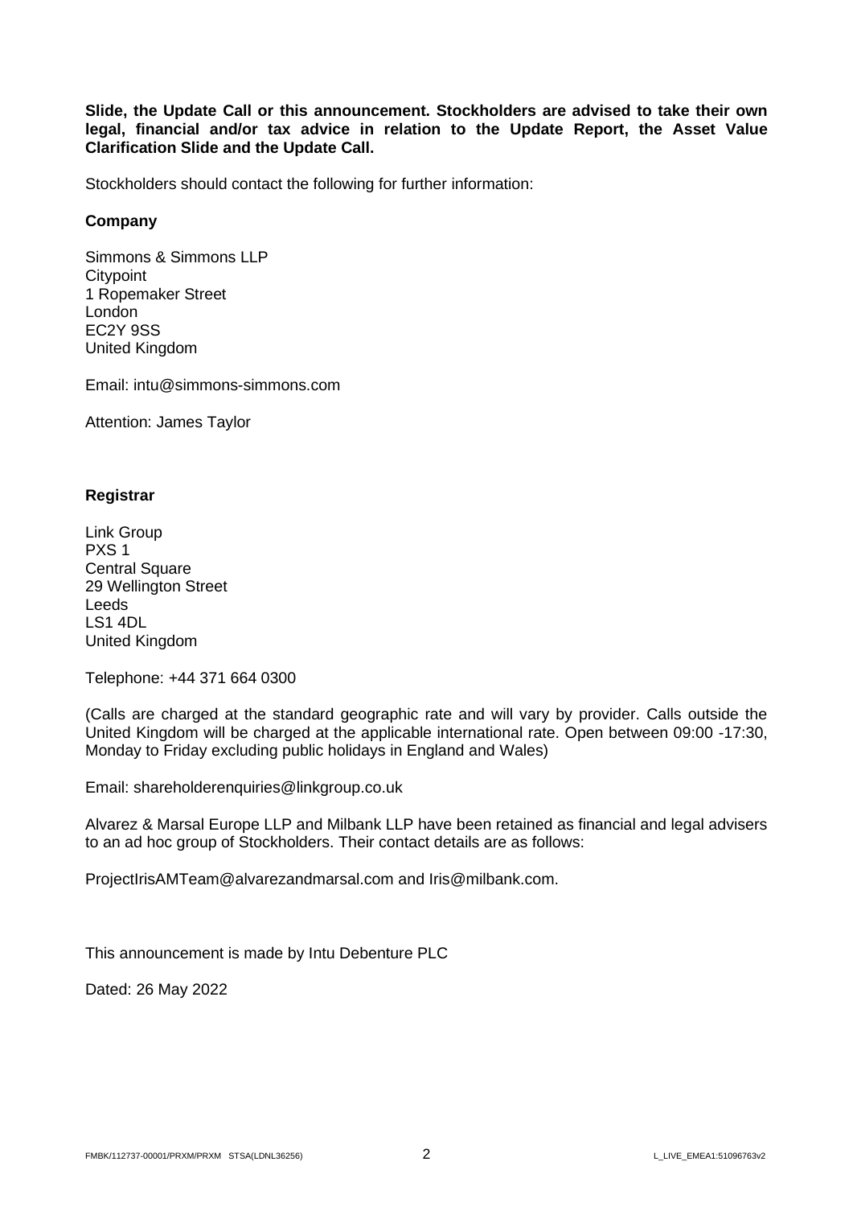**Slide, the Update Call or this announcement. Stockholders are advised to take their own legal, financial and/or tax advice in relation to the Update Report, the Asset Value Clarification Slide and the Update Call.**

Stockholders should contact the following for further information:

**Company**

Simmons & Simmons LLP
Citypoint
1 Ropemaker Street
London
EC2Y 9SS
United Kingdom

Email: intu@simmons-simmons.com

Attention: James Taylor

**Registrar**

Link Group
PXS 1
Central Square
29 Wellington Street
Leeds
LS1 4DL
United Kingdom

Telephone: +44 371 664 0300

(Calls are charged at the standard geographic rate and will vary by provider. Calls outside the United Kingdom will be charged at the applicable international rate. Open between 09:00 -17:30, Monday to Friday excluding public holidays in England and Wales)

Email: shareholderenquiries@linkgroup.co.uk

Alvarez & Marsal Europe LLP and Milbank LLP have been retained as financial and legal advisers to an ad hoc group of Stockholders. Their contact details are as follows:

ProjectIrisAMTeam@alvarezandmarsal.com and Iris@milbank.com.

This announcement is made by Intu Debenture PLC

Dated: 26 May 2022